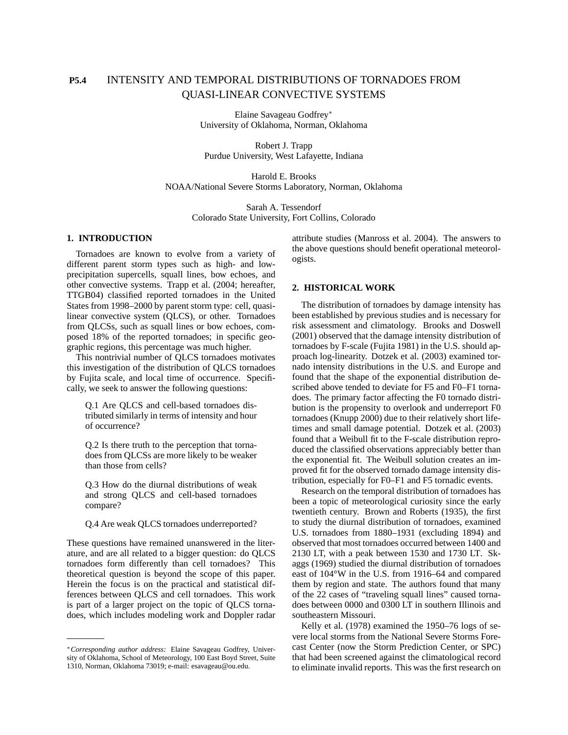**P5.4** INTENSITY AND TEMPORAL DISTRIBUTIONS OF TORNADOES FROM QUASI-LINEAR CONVECTIVE SYSTEMS

Elaine Savageau Godfrey*
University of Oklahoma, Norman, Oklahoma

Robert J. Trapp
Purdue University, West Lafayette, Indiana

Harold E. Brooks
NOAA/National Severe Storms Laboratory, Norman, Oklahoma

Sarah A. Tessendorf
Colorado State University, Fort Collins, Colorado

## 1. INTRODUCTION

Tornadoes are known to evolve from a variety of different parent storm types such as high- and low-precipitation supercells, squall lines, bow echoes, and other convective systems. Trapp et al. (2004; hereafter, TTGB04) classified reported tornadoes in the United States from 1998–2000 by parent storm type: cell, quasi-linear convective system (QLCS), or other. Tornadoes from QLCSs, such as squall lines or bow echoes, composed 18% of the reported tornadoes; in specific geographic regions, this percentage was much higher.

This nontrivial number of QLCS tornadoes motivates this investigation of the distribution of QLCS tornadoes by Fujita scale, and local time of occurrence. Specifically, we seek to answer the following questions:

Q.1 Are QLCS and cell-based tornadoes distributed similarly in terms of intensity and hour of occurrence?

Q.2 Is there truth to the perception that tornadoes from QLCSs are more likely to be weaker than those from cells?

Q.3 How do the diurnal distributions of weak and strong QLCS and cell-based tornadoes compare?

Q.4 Are weak QLCS tornadoes underreported?

These questions have remained unanswered in the literature, and are all related to a bigger question: do QLCS tornadoes form differently than cell tornadoes? This theoretical question is beyond the scope of this paper. Herein the focus is on the practical and statistical differences between QLCS and cell tornadoes. This work is part of a larger project on the topic of QLCS tornadoes, which includes modeling work and Doppler radar attribute studies (Manross et al. 2004). The answers to the above questions should benefit operational meteorologists.

## 2. HISTORICAL WORK

The distribution of tornadoes by damage intensity has been established by previous studies and is necessary for risk assessment and climatology. Brooks and Doswell (2001) observed that the damage intensity distribution of tornadoes by F-scale (Fujita 1981) in the U.S. should approach log-linearity. Dotzek et al. (2003) examined tornado intensity distributions in the U.S. and Europe and found that the shape of the exponential distribution described above tended to deviate for F5 and F0–F1 tornadoes. The primary factor affecting the F0 tornado distribution is the propensity to overlook and underreport F0 tornadoes (Knupp 2000) due to their relatively short lifetimes and small damage potential. Dotzek et al. (2003) found that a Weibull fit to the F-scale distribution reproduced the classified observations appreciably better than the exponential fit. The Weibull solution creates an improved fit for the observed tornado damage intensity distribution, especially for F0–F1 and F5 tornadic events.

Research on the temporal distribution of tornadoes has been a topic of meteorological curiosity since the early twentieth century. Brown and Roberts (1935), the first to study the diurnal distribution of tornadoes, examined U.S. tornadoes from 1880–1931 (excluding 1894) and observed that most tornadoes occurred between 1400 and 2130 LT, with a peak between 1530 and 1730 LT. Skaggs (1969) studied the diurnal distribution of tornadoes east of 104°W in the U.S. from 1916–64 and compared them by region and state. The authors found that many of the 22 cases of "traveling squall lines" caused tornadoes between 0000 and 0300 LT in southern Illinois and southeastern Missouri.

Kelly et al. (1978) examined the 1950–76 logs of severe local storms from the National Severe Storms Forecast Center (now the Storm Prediction Center, or SPC) that had been screened against the climatological record to eliminate invalid reports. This was the first research on

---

**Corresponding author address:* Elaine Savageau Godfrey, University of Oklahoma, School of Meteorology, 100 East Boyd Street, Suite 1310, Norman, Oklahoma 73019; e-mail: esavageau@ou.edu.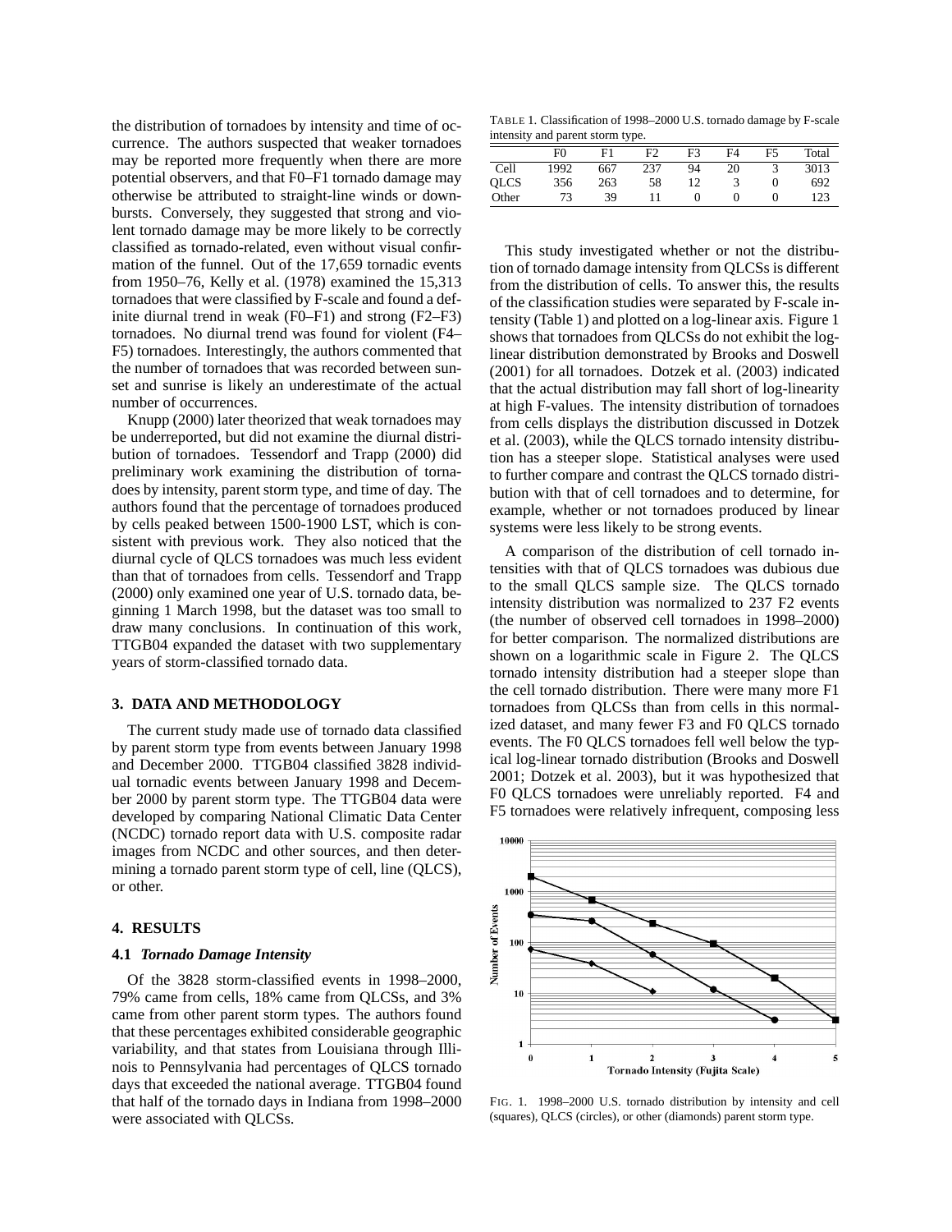the distribution of tornadoes by intensity and time of occurrence. The authors suspected that weaker tornadoes may be reported more frequently when there are more potential observers, and that F0–F1 tornado damage may otherwise be attributed to straight-line winds or downbursts. Conversely, they suggested that strong and violent tornado damage may be more likely to be correctly classified as tornado-related, even without visual confirmation of the funnel. Out of the 17,659 tornadic events from 1950–76, Kelly et al. (1978) examined the 15,313 tornadoes that were classified by F-scale and found a definite diurnal trend in weak (F0–F1) and strong (F2–F3) tornadoes. No diurnal trend was found for violent (F4–F5) tornadoes. Interestingly, the authors commented that the number of tornadoes that was recorded between sunset and sunrise is likely an underestimate of the actual number of occurrences.

Knupp (2000) later theorized that weak tornadoes may be underreported, but did not examine the diurnal distribution of tornadoes. Tessendorf and Trapp (2000) did preliminary work examining the distribution of tornadoes by intensity, parent storm type, and time of day. The authors found that the percentage of tornadoes produced by cells peaked between 1500-1900 LST, which is consistent with previous work. They also noticed that the diurnal cycle of QLCS tornadoes was much less evident than that of tornadoes from cells. Tessendorf and Trapp (2000) only examined one year of U.S. tornado data, beginning 1 March 1998, but the dataset was too small to draw many conclusions. In continuation of this work, TTGB04 expanded the dataset with two supplementary years of storm-classified tornado data.

## 3. DATA AND METHODOLOGY

The current study made use of tornado data classified by parent storm type from events between January 1998 and December 2000. TTGB04 classified 3828 individual tornadic events between January 1998 and December 2000 by parent storm type. The TTGB04 data were developed by comparing National Climatic Data Center (NCDC) tornado report data with U.S. composite radar images from NCDC and other sources, and then determining a tornado parent storm type of cell, line (QLCS), or other.

## 4. RESULTS

### 4.1 *Tornado Damage Intensity*

Of the 3828 storm-classified events in 1998–2000, 79% came from cells, 18% came from QLCSs, and 3% came from other parent storm types. The authors found that these percentages exhibited considerable geographic variability, and that states from Louisiana through Illinois to Pennsylvania had percentages of QLCS tornado days that exceeded the national average. TTGB04 found that half of the tornado days in Indiana from 1998–2000 were associated with QLCSs.

TABLE 1. Classification of 1998–2000 U.S. tornado damage by F-scale intensity and parent storm type.

| | F0 | F1 | F2 | F3 | F4 | F5 | Total |
|---|---|---|---|---|---|---|---|
| Cell | 1992 | 667 | 237 | 94 | 20 | 3 | 3013 |
| QLCS | 356 | 263 | 58 | 12 | 3 | 0 | 692 |
| Other | 73 | 39 | 11 | 0 | 0 | 0 | 123 |

This study investigated whether or not the distribution of tornado damage intensity from QLCSs is different from the distribution of cells. To answer this, the results of the classification studies were separated by F-scale intensity (Table 1) and plotted on a log-linear axis. Figure 1 shows that tornadoes from QLCSs do not exhibit the log-linear distribution demonstrated by Brooks and Doswell (2001) for all tornadoes. Dotzek et al. (2003) indicated that the actual distribution may fall short of log-linearity at high F-values. The intensity distribution of tornadoes from cells displays the distribution discussed in Dotzek et al. (2003), while the QLCS tornado intensity distribution has a steeper slope. Statistical analyses were used to further compare and contrast the QLCS tornado distribution with that of cell tornadoes and to determine, for example, whether or not tornadoes produced by linear systems were less likely to be strong events.

A comparison of the distribution of cell tornado intensities with that of QLCS tornadoes was dubious due to the small QLCS sample size. The QLCS tornado intensity distribution was normalized to 237 F2 events (the number of observed cell tornadoes in 1998–2000) for better comparison. The normalized distributions are shown on a logarithmic scale in Figure 2. The QLCS tornado intensity distribution had a steeper slope than the cell tornado distribution. There were many more F1 tornadoes from QLCSs than from cells in this normalized dataset, and many fewer F3 and F0 QLCS tornado events. The F0 QLCS tornadoes fell well below the typical log-linear tornado distribution (Brooks and Doswell 2001; Dotzek et al. 2003), but it was hypothesized that F0 QLCS tornadoes were unreliably reported. F4 and F5 tornadoes were relatively infrequent, composing less

FIG. 1. 1998–2000 U.S. tornado distribution by intensity and cell (squares), QLCS (circles), or other (diamonds) parent storm type.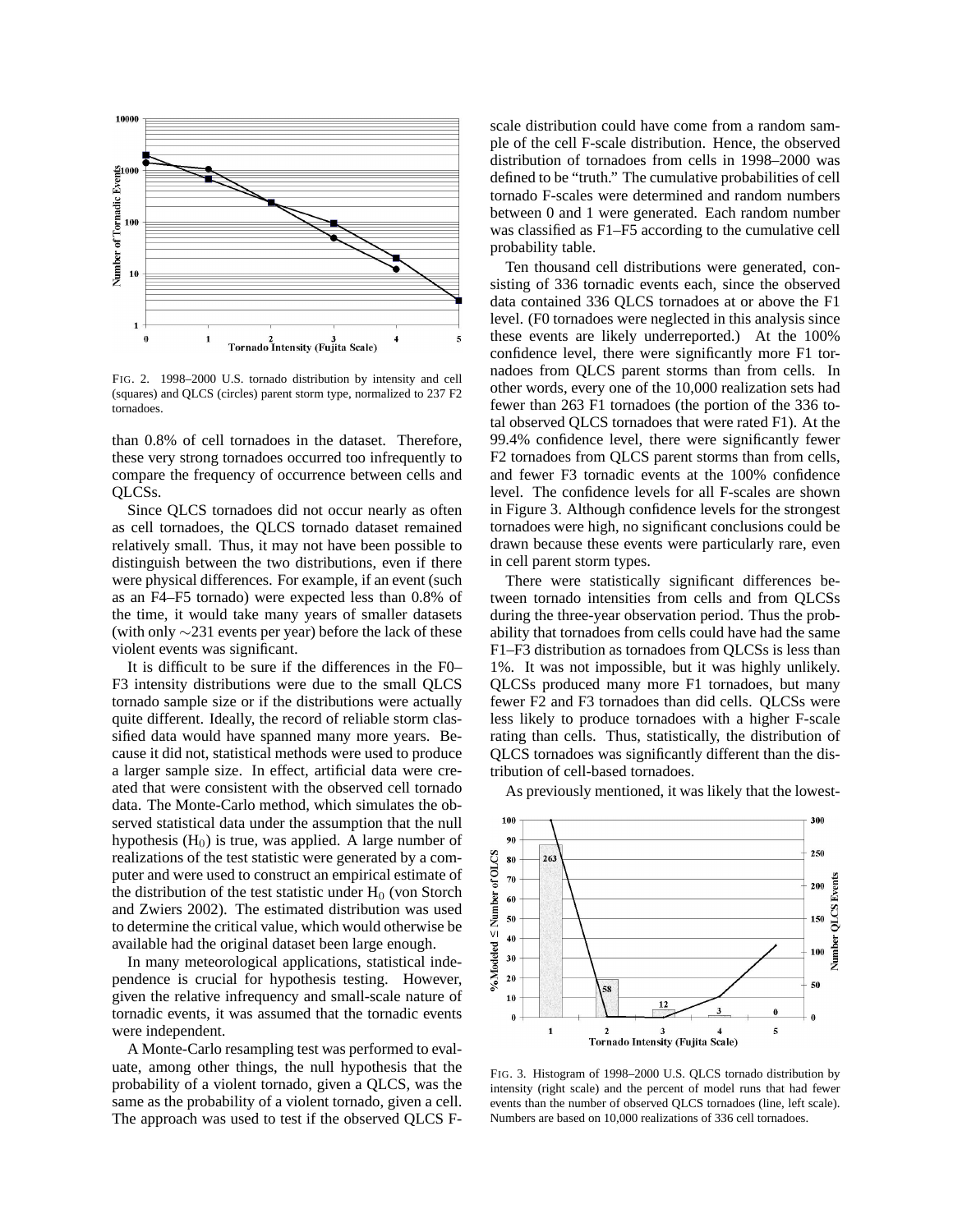FIG. 2. 1998–2000 U.S. tornado distribution by intensity and cell (squares) and QLCS (circles) parent storm type, normalized to 237 F2 tornadoes.

than 0.8% of cell tornadoes in the dataset. Therefore, these very strong tornadoes occurred too infrequently to compare the frequency of occurrence between cells and QLCSs.

Since QLCS tornadoes did not occur nearly as often as cell tornadoes, the QLCS tornado dataset remained relatively small. Thus, it may not have been possible to distinguish between the two distributions, even if there were physical differences. For example, if an event (such as an F4–F5 tornado) were expected less than 0.8% of the time, it would take many years of smaller datasets (with only ∼231 events per year) before the lack of these violent events was significant.

It is difficult to be sure if the differences in the F0–F3 intensity distributions were due to the small QLCS tornado sample size or if the distributions were actually quite different. Ideally, the record of reliable storm classified data would have spanned many more years. Because it did not, statistical methods were used to produce a larger sample size. In effect, artificial data were created that were consistent with the observed cell tornado data. The Monte-Carlo method, which simulates the observed statistical data under the assumption that the null hypothesis ($H_0$) is true, was applied. A large number of realizations of the test statistic were generated by a computer and were used to construct an empirical estimate of the distribution of the test statistic under $H_0$ (von Storch and Zwiers 2002). The estimated distribution was used to determine the critical value, which would otherwise be available had the original dataset been large enough.

In many meteorological applications, statistical independence is crucial for hypothesis testing. However, given the relative infrequency and small-scale nature of tornadic events, it was assumed that the tornadic events were independent.

A Monte-Carlo resampling test was performed to evaluate, among other things, the null hypothesis that the probability of a violent tornado, given a QLCS, was the same as the probability of a violent tornado, given a cell. The approach was used to test if the observed QLCS F-scale distribution could have come from a random sample of the cell F-scale distribution. Hence, the observed distribution of tornadoes from cells in 1998–2000 was defined to be "truth." The cumulative probabilities of cell tornado F-scales were determined and random numbers between 0 and 1 were generated. Each random number was classified as F1–F5 according to the cumulative cell probability table.

Ten thousand cell distributions were generated, consisting of 336 tornadic events each, since the observed data contained 336 QLCS tornadoes at or above the F1 level. (F0 tornadoes were neglected in this analysis since these events are likely underreported.) At the 100% confidence level, there were significantly more F1 tornadoes from QLCS parent storms than from cells. In other words, every one of the 10,000 realization sets had fewer than 263 F1 tornadoes (the portion of the 336 total observed QLCS tornadoes that were rated F1). At the 99.4% confidence level, there were significantly fewer F2 tornadoes from QLCS parent storms than from cells, and fewer F3 tornadic events at the 100% confidence level. The confidence levels for all F-scales are shown in Figure 3. Although confidence levels for the strongest tornadoes were high, no significant conclusions could be drawn because these events were particularly rare, even in cell parent storm types.

There were statistically significant differences between tornado intensities from cells and from QLCSs during the three-year observation period. Thus the probability that tornadoes from cells could have had the same F1–F3 distribution as tornadoes from QLCSs is less than 1%. It was not impossible, but it was highly unlikely. QLCSs produced many more F1 tornadoes, but many fewer F2 and F3 tornadoes than did cells. QLCSs were less likely to produce tornadoes with a higher F-scale rating than cells. Thus, statistically, the distribution of QLCS tornadoes was significantly different than the distribution of cell-based tornadoes.

As previously mentioned, it was likely that the lowest-

FIG. 3. Histogram of 1998–2000 U.S. QLCS tornado distribution by intensity (right scale) and the percent of model runs that had fewer events than the number of observed QLCS tornadoes (line, left scale). Numbers are based on 10,000 realizations of 336 cell tornadoes.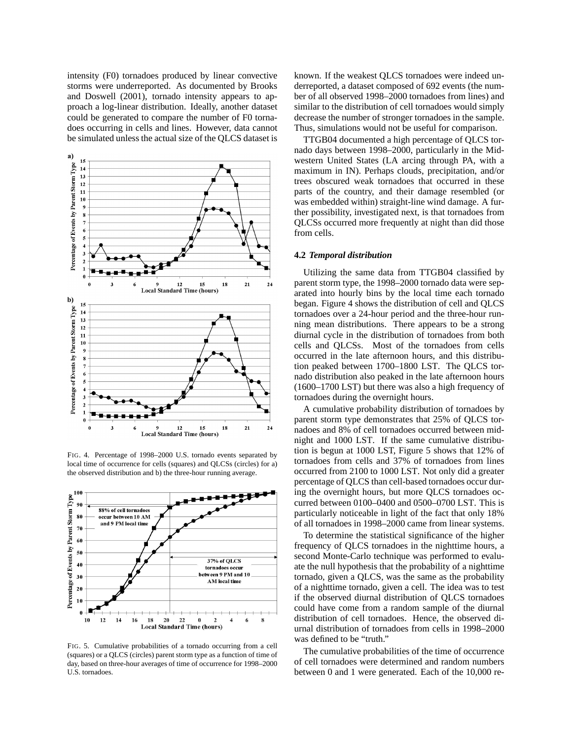intensity (F0) tornadoes produced by linear convective storms were underreported. As documented by Brooks and Doswell (2001), tornado intensity appears to approach a log-linear distribution. Ideally, another dataset could be generated to compare the number of F0 tornadoes occurring in cells and lines. However, data cannot be simulated unless the actual size of the QLCS dataset is known. If the weakest QLCS tornadoes were indeed underreported, a dataset composed of 692 events (the number of all observed 1998–2000 tornadoes from lines) and similar to the distribution of cell tornadoes would simply decrease the number of stronger tornadoes in the sample. Thus, simulations would not be useful for comparison.

FIG. 4. Percentage of 1998–2000 U.S. tornado events separated by local time of occurrence for cells (squares) and QLCSs (circles) for a) the observed distribution and b) the three-hour running average.

FIG. 5. Cumulative probabilities of a tornado occurring from a cell (squares) or a QLCS (circles) parent storm type as a function of time of day, based on three-hour averages of time of occurrence for 1998–2000 U.S. tornadoes.

TTGB04 documented a high percentage of QLCS tornado days between 1998–2000, particularly in the Midwestern United States (LA arcing through PA, with a maximum in IN). Perhaps clouds, precipitation, and/or trees obscured weak tornadoes that occurred in these parts of the country, and their damage resembled (or was embedded within) straight-line wind damage. A further possibility, investigated next, is that tornadoes from QLCSs occurred more frequently at night than did those from cells.

### 4.2 *Temporal distribution*

Utilizing the same data from TTGB04 classified by parent storm type, the 1998–2000 tornado data were separated into hourly bins by the local time each tornado began. Figure 4 shows the distribution of cell and QLCS tornadoes over a 24-hour period and the three-hour running mean distributions. There appears to be a strong diurnal cycle in the distribution of tornadoes from both cells and QLCSs. Most of the tornadoes from cells occurred in the late afternoon hours, and this distribution peaked between 1700–1800 LST. The QLCS tornado distribution also peaked in the late afternoon hours (1600–1700 LST) but there was also a high frequency of tornadoes during the overnight hours.

A cumulative probability distribution of tornadoes by parent storm type demonstrates that 25% of QLCS tornadoes and 8% of cell tornadoes occurred between midnight and 1000 LST. If the same cumulative distribution is begun at 1000 LST, Figure 5 shows that 12% of tornadoes from cells and 37% of tornadoes from lines occurred from 2100 to 1000 LST. Not only did a greater percentage of QLCS than cell-based tornadoes occur during the overnight hours, but more QLCS tornadoes occurred between 0100–0400 and 0500–0700 LST. This is particularly noticeable in light of the fact that only 18% of all tornadoes in 1998–2000 came from linear systems.

To determine the statistical significance of the higher frequency of QLCS tornadoes in the nighttime hours, a second Monte-Carlo technique was performed to evaluate the null hypothesis that the probability of a nighttime tornado, given a QLCS, was the same as the probability of a nighttime tornado, given a cell. The idea was to test if the observed diurnal distribution of QLCS tornadoes could have come from a random sample of the diurnal distribution of cell tornadoes. Hence, the observed diurnal distribution of tornadoes from cells in 1998–2000 was defined to be "truth."

The cumulative probabilities of the time of occurrence of cell tornadoes were determined and random numbers between 0 and 1 were generated. Each of the 10,000 re-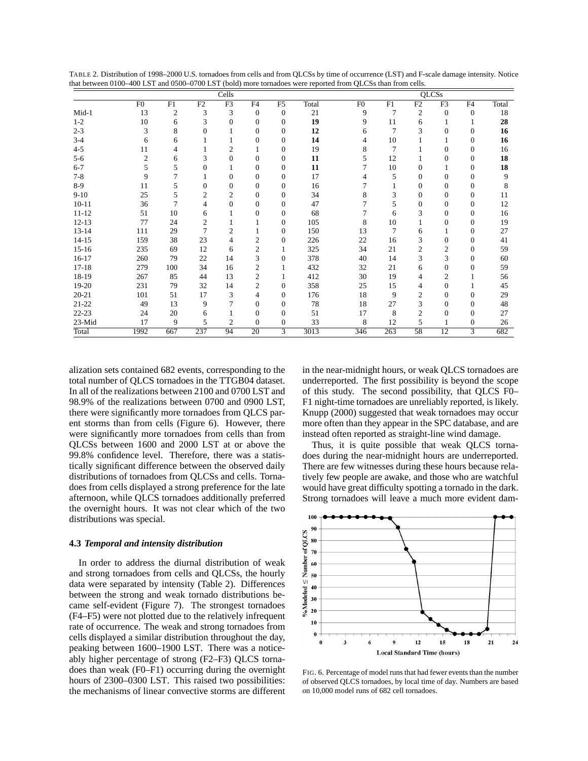TABLE 2. Distribution of 1998–2000 U.S. tornadoes from cells and from QLCSs by time of occurrence (LST) and F-scale damage intensity. Notice that between 0100–400 LST and 0500–0700 LST (bold) more tornadoes were reported from QLCSs than from cells.

| | Cells | | | | | | | QLCSs | | | | | |
|---|---|---|---|---|---|---|---|---|---|---|---|---|---|
| | F0 | F1 | F2 | F3 | F4 | F5 | Total | F0 | F1 | F2 | F3 | F4 | Total |
| Mid-1 | 13 | 2 | 3 | 3 | 0 | 0 | 21 | 9 | 7 | 2 | 0 | 0 | 18 |
| 1-2 | 10 | 6 | 3 | 0 | 0 | 0 | **19** | 9 | 11 | 6 | 1 | 1 | **28** |
| 2-3 | 3 | 8 | 0 | 1 | 0 | 0 | **12** | 6 | 7 | 3 | 0 | 0 | **16** |
| 3-4 | 6 | 6 | 1 | 1 | 0 | 0 | **14** | 4 | 10 | 1 | 1 | 0 | **16** |
| 4-5 | 11 | 4 | 1 | 2 | 1 | 0 | 19 | 8 | 7 | 1 | 0 | 0 | 16 |
| 5-6 | 2 | 6 | 3 | 0 | 0 | 0 | **11** | 5 | 12 | 1 | 0 | 0 | **18** |
| 6-7 | 5 | 5 | 0 | 1 | 0 | 0 | **11** | 7 | 10 | 0 | 1 | 0 | **18** |
| 7-8 | 9 | 7 | 1 | 0 | 0 | 0 | 17 | 4 | 5 | 0 | 0 | 0 | 9 |
| 8-9 | 11 | 5 | 0 | 0 | 0 | 0 | 16 | 7 | 1 | 0 | 0 | 0 | 8 |
| 9-10 | 25 | 5 | 2 | 2 | 0 | 0 | 34 | 8 | 3 | 0 | 0 | 0 | 11 |
| 10-11 | 36 | 7 | 4 | 0 | 0 | 0 | 47 | 7 | 5 | 0 | 0 | 0 | 12 |
| 11-12 | 51 | 10 | 6 | 1 | 0 | 0 | 68 | 7 | 6 | 3 | 0 | 0 | 16 |
| 12-13 | 77 | 24 | 2 | 1 | 1 | 0 | 105 | 8 | 10 | 1 | 0 | 0 | 19 |
| 13-14 | 111 | 29 | 7 | 2 | 1 | 0 | 150 | 13 | 7 | 6 | 1 | 0 | 27 |
| 14-15 | 159 | 38 | 23 | 4 | 2 | 0 | 226 | 22 | 16 | 3 | 0 | 0 | 41 |
| 15-16 | 235 | 69 | 12 | 6 | 2 | 1 | 325 | 34 | 21 | 2 | 2 | 0 | 59 |
| 16-17 | 260 | 79 | 22 | 14 | 3 | 0 | 378 | 40 | 14 | 3 | 3 | 0 | 60 |
| 17-18 | 279 | 100 | 34 | 16 | 2 | 1 | 432 | 32 | 21 | 6 | 0 | 0 | 59 |
| 18-19 | 267 | 85 | 44 | 13 | 2 | 1 | 412 | 30 | 19 | 4 | 2 | 1 | 56 |
| 19-20 | 231 | 79 | 32 | 14 | 2 | 0 | 358 | 25 | 15 | 4 | 0 | 1 | 45 |
| 20-21 | 101 | 51 | 17 | 3 | 4 | 0 | 176 | 18 | 9 | 2 | 0 | 0 | 29 |
| 21-22 | 49 | 13 | 9 | 7 | 0 | 0 | 78 | 18 | 27 | 3 | 0 | 0 | 48 |
| 22-23 | 24 | 20 | 6 | 1 | 0 | 0 | 51 | 17 | 8 | 2 | 0 | 0 | 27 |
| 23-Mid | 17 | 9 | 5 | 2 | 0 | 0 | 33 | 8 | 12 | 5 | 1 | 0 | 26 |
| Total | 1992 | 667 | 237 | 94 | 20 | 3 | 3013 | 346 | 263 | 58 | 12 | 3 | 682 |

alization sets contained 682 events, corresponding to the total number of QLCS tornadoes in the TTGB04 dataset. In all of the realizations between 2100 and 0700 LST and 98.9% of the realizations between 0700 and 0900 LST, there were significantly more tornadoes from QLCS parent storms than from cells (Figure 6). However, there were significantly more tornadoes from cells than from QLCSs between 1600 and 2000 LST at or above the 99.8% confidence level. Therefore, there was a statistically significant difference between the observed daily distributions of tornadoes from QLCSs and cells. Tornadoes from cells displayed a strong preference for the late afternoon, while QLCS tornadoes additionally preferred the overnight hours. It was not clear which of the two distributions was special.

### 4.3 *Temporal and intensity distribution*

In order to address the diurnal distribution of weak and strong tornadoes from cells and QLCSs, the hourly data were separated by intensity (Table 2). Differences between the strong and weak tornado distributions became self-evident (Figure 7). The strongest tornadoes (F4–F5) were not plotted due to the relatively infrequent rate of occurrence. The weak and strong tornadoes from cells displayed a similar distribution throughout the day, peaking between 1600–1900 LST. There was a noticeably higher percentage of strong (F2–F3) QLCS tornadoes than weak (F0–F1) occurring during the overnight hours of 2300–0300 LST. This raised two possibilities: the mechanisms of linear convective storms are different in the near-midnight hours, or weak QLCS tornadoes are underreported. The first possibility is beyond the scope of this study. The second possibility, that QLCS F0–F1 night-time tornadoes are unreliably reported, is likely. Knupp (2000) suggested that weak tornadoes may occur more often than they appear in the SPC database, and are instead often reported as straight-line wind damage.

Thus, it is quite possible that weak QLCS tornadoes during the near-midnight hours are underreported. There are few witnesses during these hours because relatively few people are awake, and those who are watchful would have great difficulty spotting a tornado in the dark. Strong tornadoes will leave a much more evident dam-

FIG. 6. Percentage of model runs that had fewer events than the number of observed QLCS tornadoes, by local time of day. Numbers are based on 10,000 model runs of 682 cell tornadoes.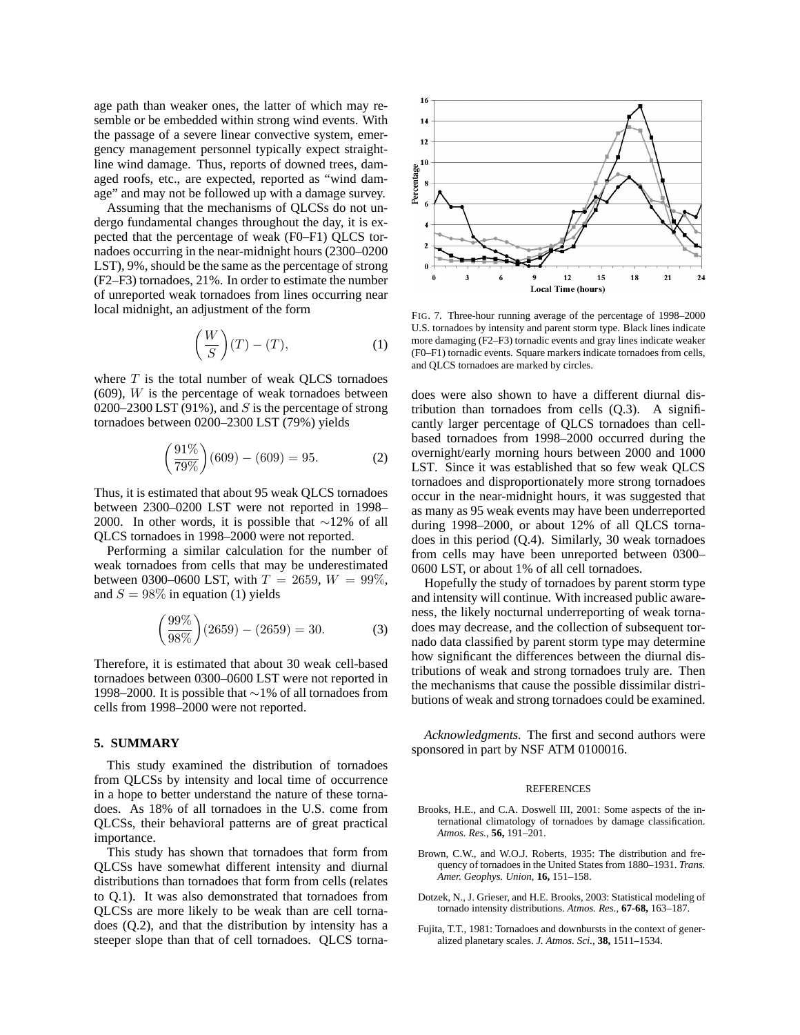age path than weaker ones, the latter of which may resemble or be embedded within strong wind events. With the passage of a severe linear convective system, emergency management personnel typically expect straight-line wind damage. Thus, reports of downed trees, damaged roofs, etc., are expected, reported as "wind damage" and may not be followed up with a damage survey.

Assuming that the mechanisms of QLCSs do not undergo fundamental changes throughout the day, it is expected that the percentage of weak (F0–F1) QLCS tornadoes occurring in the near-midnight hours (2300–0200 LST), 9%, should be the same as the percentage of strong (F2–F3) tornadoes, 21%. In order to estimate the number of unreported weak tornadoes from lines occurring near local midnight, an adjustment of the form

$$\left(\frac{W}{S}\right)(T) - (T), \tag{1}$$

where $T$ is the total number of weak QLCS tornadoes (609), $W$ is the percentage of weak tornadoes between 0200–2300 LST (91%), and $S$ is the percentage of strong tornadoes between 0200–2300 LST (79%) yields

$$\left(\frac{91\%}{79\%}\right)(609) - (609) = 95. \tag{2}$$

Thus, it is estimated that about 95 weak QLCS tornadoes between 2300–0200 LST were not reported in 1998–2000. In other words, it is possible that $\sim$12% of all QLCS tornadoes in 1998–2000 were not reported.

Performing a similar calculation for the number of weak tornadoes from cells that may be underestimated between 0300–0600 LST, with $T = 2659$, $W = 99\%$, and $S = 98\%$ in equation (1) yields

$$\left(\frac{99\%}{98\%}\right)(2659) - (2659) = 30. \tag{3}$$

Therefore, it is estimated that about 30 weak cell-based tornadoes between 0300–0600 LST were not reported in 1998–2000. It is possible that $\sim$1% of all tornadoes from cells from 1998–2000 were not reported.

## 5. SUMMARY

This study examined the distribution of tornadoes from QLCSs by intensity and local time of occurrence in a hope to better understand the nature of these tornadoes. As 18% of all tornadoes in the U.S. come from QLCSs, their behavioral patterns are of great practical importance.

This study has shown that tornadoes that form from QLCSs have somewhat different intensity and diurnal distributions than tornadoes that form from cells (relates to Q.1). It was also demonstrated that tornadoes from QLCSs are more likely to be weak than are cell tornadoes (Q.2), and that the distribution by intensity has a steeper slope than that of cell tornadoes. QLCS tornadoes were also shown to have a different diurnal distribution than tornadoes from cells (Q.3). A significantly larger percentage of QLCS tornadoes than cell-based tornadoes from 1998–2000 occurred during the overnight/early morning hours between 2000 and 1000 LST. Since it was established that so few weak QLCS tornadoes and disproportionately more strong tornadoes occur in the near-midnight hours, it was suggested that as many as 95 weak events may have been underreported during 1998–2000, or about 12% of all QLCS tornadoes in this period (Q.4). Similarly, 30 weak tornadoes from cells may have been unreported between 0300–0600 LST, or about 1% of all cell tornadoes.

FIG. 7. Three-hour running average of the percentage of 1998–2000 U.S. tornadoes by intensity and parent storm type. Black lines indicate more damaging (F2–F3) tornadic events and gray lines indicate weaker (F0–F1) tornadic events. Square markers indicate tornadoes from cells, and QLCS tornadoes are marked by circles.

Hopefully the study of tornadoes by parent storm type and intensity will continue. With increased public awareness, the likely nocturnal underreporting of weak tornadoes may decrease, and the collection of subsequent tornado data classified by parent storm type may determine how significant the differences between the diurnal distributions of weak and strong tornadoes truly are. Then the mechanisms that cause the possible dissimilar distributions of weak and strong tornadoes could be examined.

*Acknowledgments.* The first and second authors were sponsored in part by NSF ATM 0100016.

## REFERENCES

Brooks, H.E., and C.A. Doswell III, 2001: Some aspects of the international climatology of tornadoes by damage classification. *Atmos. Res.,* **56,** 191–201.

Brown, C.W., and W.O.J. Roberts, 1935: The distribution and frequency of tornadoes in the United States from 1880–1931. *Trans. Amer. Geophys. Union,* **16,** 151–158.

Dotzek, N., J. Grieser, and H.E. Brooks, 2003: Statistical modeling of tornado intensity distributions. *Atmos. Res.,* **67-68,** 163–187.

Fujita, T.T., 1981: Tornadoes and downbursts in the context of generalized planetary scales. *J. Atmos. Sci.,* **38,** 1511–1534.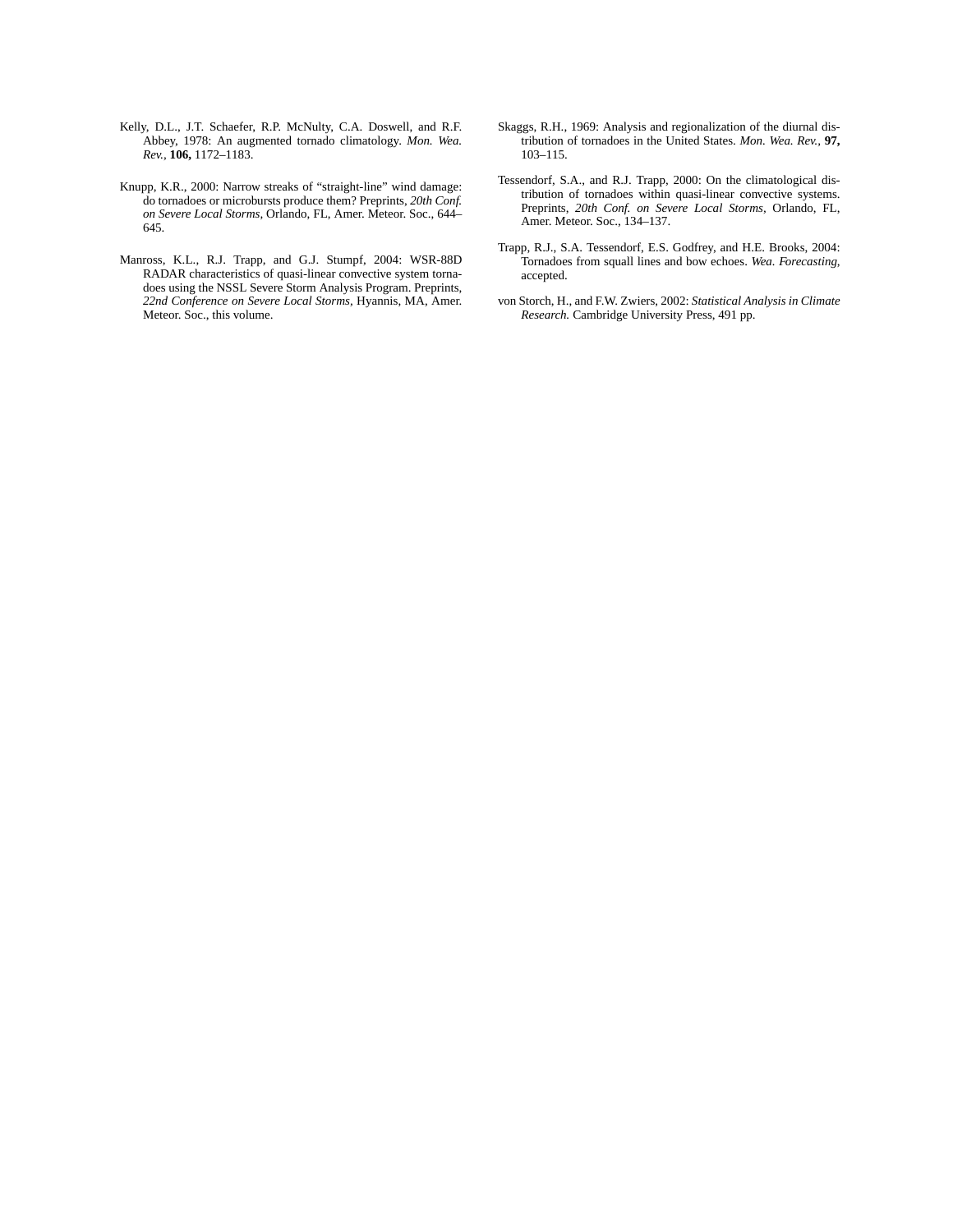Kelly, D.L., J.T. Schaefer, R.P. McNulty, C.A. Doswell, and R.F. Abbey, 1978: An augmented tornado climatology. *Mon. Wea. Rev.*, **106,** 1172–1183.

Knupp, K.R., 2000: Narrow streaks of “straight-line” wind damage: do tornadoes or microbursts produce them? Preprints, *20th Conf. on Severe Local Storms*, Orlando, FL, Amer. Meteor. Soc., 644–645.

Manross, K.L., R.J. Trapp, and G.J. Stumpf, 2004: WSR-88D RADAR characteristics of quasi-linear convective system tornadoes using the NSSL Severe Storm Analysis Program. Preprints, *22nd Conference on Severe Local Storms*, Hyannis, MA, Amer. Meteor. Soc., this volume.

Skaggs, R.H., 1969: Analysis and regionalization of the diurnal distribution of tornadoes in the United States. *Mon. Wea. Rev.*, **97,** 103–115.

Tessendorf, S.A., and R.J. Trapp, 2000: On the climatological distribution of tornadoes within quasi-linear convective systems. Preprints, *20th Conf. on Severe Local Storms*, Orlando, FL, Amer. Meteor. Soc., 134–137.

Trapp, R.J., S.A. Tessendorf, E.S. Godfrey, and H.E. Brooks, 2004: Tornadoes from squall lines and bow echoes. *Wea. Forecasting*, accepted.

von Storch, H., and F.W. Zwiers, 2002: *Statistical Analysis in Climate Research.* Cambridge University Press, 491 pp.